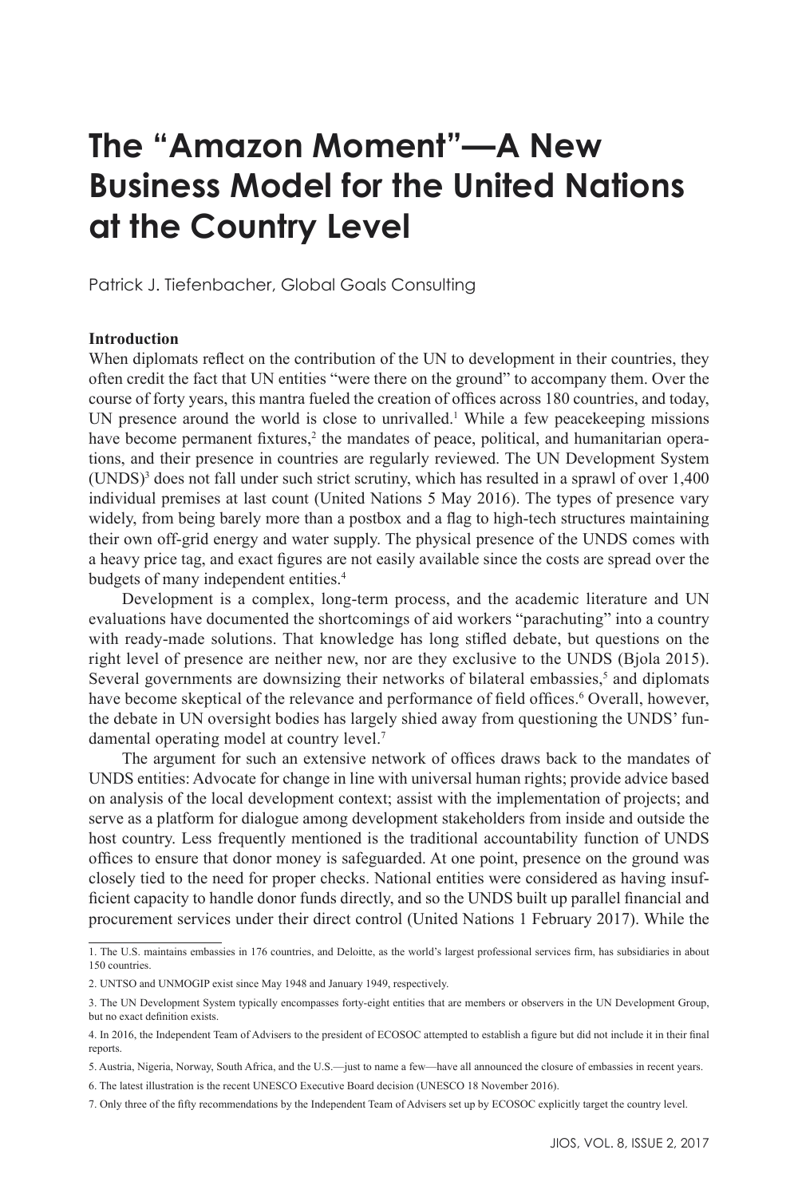# The "Amazon Moment"—A New Business Model for the United Nations at the Country Level

Patrick J. Tiefenbacher, Global Goals Consulting

**Introduction**

When diplomats reflect on the contribution of the UN to development in their countries, they often credit the fact that UN entities "were there on the ground" to accompany them. Over the course of forty years, this mantra fueled the creation of offices across 180 countries, and today, UN presence around the world is close to unrivalled.[1] While a few peacekeeping missions have become permanent fixtures,[2] the mandates of peace, political, and humanitarian operations, and their presence in countries are regularly reviewed. The UN Development System (UNDS)[3] does not fall under such strict scrutiny, which has resulted in a sprawl of over 1,400 individual premises at last count (United Nations 5 May 2016). The types of presence vary widely, from being barely more than a postbox and a flag to high-tech structures maintaining their own off-grid energy and water supply. The physical presence of the UNDS comes with a heavy price tag, and exact figures are not easily available since the costs are spread over the budgets of many independent entities.[4]

Development is a complex, long-term process, and the academic literature and UN evaluations have documented the shortcomings of aid workers "parachuting" into a country with ready-made solutions. That knowledge has long stifled debate, but questions on the right level of presence are neither new, nor are they exclusive to the UNDS (Bjola 2015). Several governments are downsizing their networks of bilateral embassies,[5] and diplomats have become skeptical of the relevance and performance of field offices.[6] Overall, however, the debate in UN oversight bodies has largely shied away from questioning the UNDS' fundamental operating model at country level.[7]

The argument for such an extensive network of offices draws back to the mandates of UNDS entities: Advocate for change in line with universal human rights; provide advice based on analysis of the local development context; assist with the implementation of projects; and serve as a platform for dialogue among development stakeholders from inside and outside the host country. Less frequently mentioned is the traditional accountability function of UNDS offices to ensure that donor money is safeguarded. At one point, presence on the ground was closely tied to the need for proper checks. National entities were considered as having insufficient capacity to handle donor funds directly, and so the UNDS built up parallel financial and procurement services under their direct control (United Nations 1 February 2017). While the

1. The U.S. maintains embassies in 176 countries, and Deloitte, as the world's largest professional services firm, has subsidiaries in about 150 countries.

2. UNTSO and UNMOGIP exist since May 1948 and January 1949, respectively.

3. The UN Development System typically encompasses forty-eight entities that are members or observers in the UN Development Group, but no exact definition exists.

4. In 2016, the Independent Team of Advisers to the president of ECOSOC attempted to establish a figure but did not include it in their final reports.

5. Austria, Nigeria, Norway, South Africa, and the U.S.—just to name a few—have all announced the closure of embassies in recent years.

6. The latest illustration is the recent UNESCO Executive Board decision (UNESCO 18 November 2016).

7. Only three of the fifty recommendations by the Independent Team of Advisers set up by ECOSOC explicitly target the country level.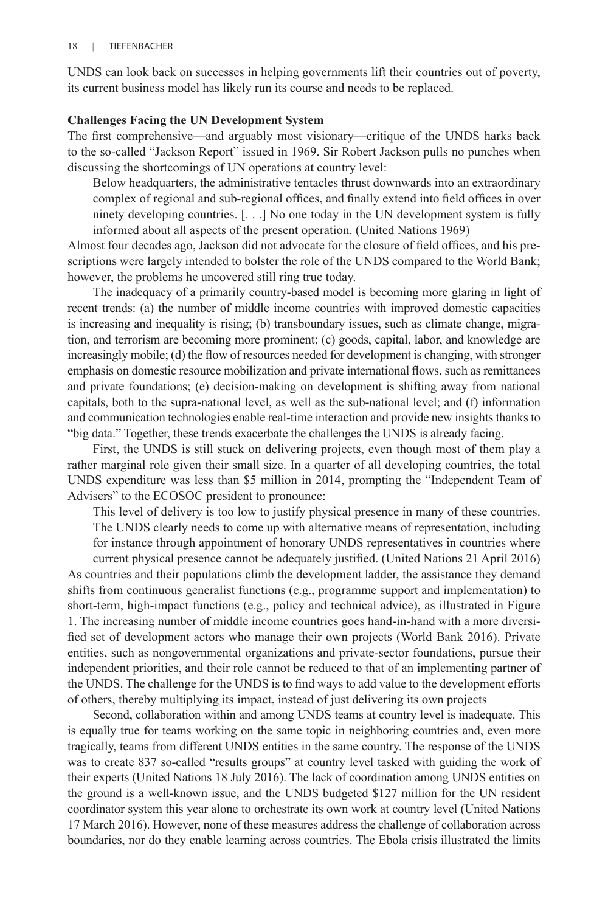UNDS can look back on successes in helping governments lift their countries out of poverty, its current business model has likely run its course and needs to be replaced.

**Challenges Facing the UN Development System**

The first comprehensive—and arguably most visionary—critique of the UNDS harks back to the so-called "Jackson Report" issued in 1969. Sir Robert Jackson pulls no punches when discussing the shortcomings of UN operations at country level:

> Below headquarters, the administrative tentacles thrust downwards into an extraordinary complex of regional and sub-regional offices, and finally extend into field offices in over ninety developing countries. [. . .] No one today in the UN development system is fully informed about all aspects of the present operation. (United Nations 1969)

Almost four decades ago, Jackson did not advocate for the closure of field offices, and his prescriptions were largely intended to bolster the role of the UNDS compared to the World Bank; however, the problems he uncovered still ring true today.

The inadequacy of a primarily country-based model is becoming more glaring in light of recent trends: (a) the number of middle income countries with improved domestic capacities is increasing and inequality is rising; (b) transboundary issues, such as climate change, migration, and terrorism are becoming more prominent; (c) goods, capital, labor, and knowledge are increasingly mobile; (d) the flow of resources needed for development is changing, with stronger emphasis on domestic resource mobilization and private international flows, such as remittances and private foundations; (e) decision-making on development is shifting away from national capitals, both to the supra-national level, as well as the sub-national level; and (f) information and communication technologies enable real-time interaction and provide new insights thanks to "big data." Together, these trends exacerbate the challenges the UNDS is already facing.

First, the UNDS is still stuck on delivering projects, even though most of them play a rather marginal role given their small size. In a quarter of all developing countries, the total UNDS expenditure was less than $5 million in 2014, prompting the "Independent Team of Advisers" to the ECOSOC president to pronounce:

> This level of delivery is too low to justify physical presence in many of these countries. The UNDS clearly needs to come up with alternative means of representation, including for instance through appointment of honorary UNDS representatives in countries where current physical presence cannot be adequately justified. (United Nations 21 April 2016)

As countries and their populations climb the development ladder, the assistance they demand shifts from continuous generalist functions (e.g., programme support and implementation) to short-term, high-impact functions (e.g., policy and technical advice), as illustrated in Figure 1. The increasing number of middle income countries goes hand-in-hand with a more diversified set of development actors who manage their own projects (World Bank 2016). Private entities, such as nongovernmental organizations and private-sector foundations, pursue their independent priorities, and their role cannot be reduced to that of an implementing partner of the UNDS. The challenge for the UNDS is to find ways to add value to the development efforts of others, thereby multiplying its impact, instead of just delivering its own projects

Second, collaboration within and among UNDS teams at country level is inadequate. This is equally true for teams working on the same topic in neighboring countries and, even more tragically, teams from different UNDS entities in the same country. The response of the UNDS was to create 837 so-called "results groups" at country level tasked with guiding the work of their experts (United Nations 18 July 2016). The lack of coordination among UNDS entities on the ground is a well-known issue, and the UNDS budgeted $127 million for the UN resident coordinator system this year alone to orchestrate its own work at country level (United Nations 17 March 2016). However, none of these measures address the challenge of collaboration across boundaries, nor do they enable learning across countries. The Ebola crisis illustrated the limits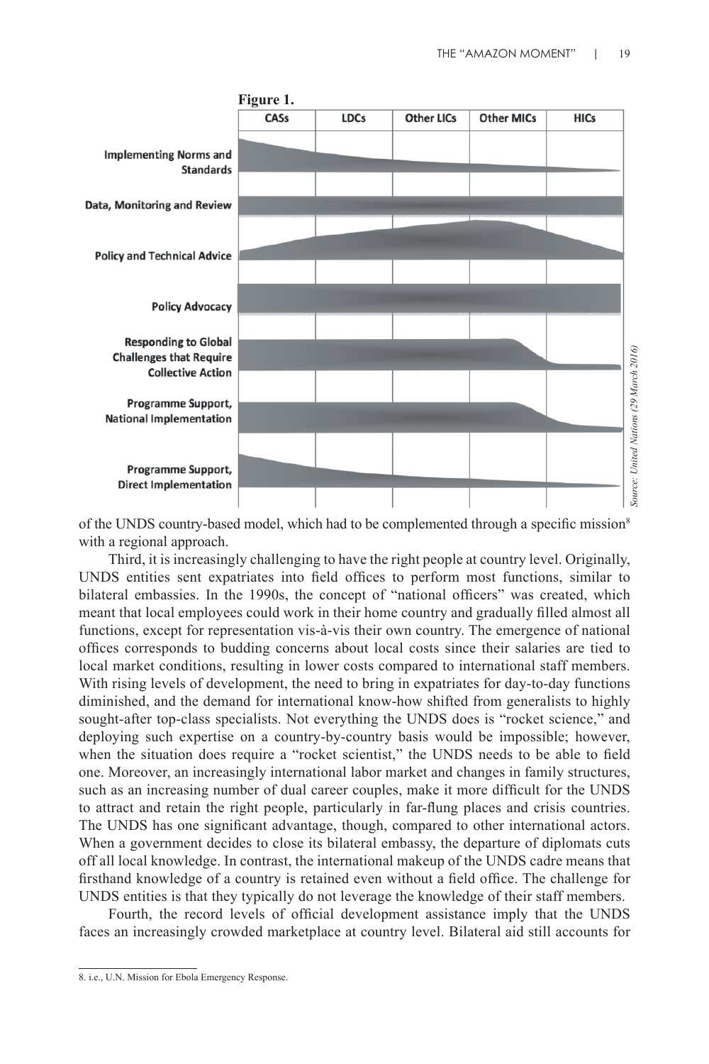**Figure 1.**

| | CASs | LDCs | Other LICs | Other MICs | HICs |
|---|---|---|---|---|---|
| Implementing Norms and Standards | | | | | |
| Data, Monitoring and Review | | | | | |
| Policy and Technical Advice | | | | | |
| Policy Advocacy | | | | | |
| Responding to Global Challenges that Require Collective Action | | | | | |
| Programme Support, National Implementation | | | | | |
| Programme Support, Direct Implementation | | | | | |

*Source: United Nations (29 March 2016)*

of the UNDS country-based model, which had to be complemented through a specific mission[8] with a regional approach.

Third, it is increasingly challenging to have the right people at country level. Originally, UNDS entities sent expatriates into field offices to perform most functions, similar to bilateral embassies. In the 1990s, the concept of "national officers" was created, which meant that local employees could work in their home country and gradually filled almost all functions, except for representation vis-à-vis their own country. The emergence of national offices corresponds to budding concerns about local costs since their salaries are tied to local market conditions, resulting in lower costs compared to international staff members. With rising levels of development, the need to bring in expatriates for day-to-day functions diminished, and the demand for international know-how shifted from generalists to highly sought-after top-class specialists. Not everything the UNDS does is "rocket science," and deploying such expertise on a country-by-country basis would be impossible; however, when the situation does require a "rocket scientist," the UNDS needs to be able to field one. Moreover, an increasingly international labor market and changes in family structures, such as an increasing number of dual career couples, make it more difficult for the UNDS to attract and retain the right people, particularly in far-flung places and crisis countries. The UNDS has one significant advantage, though, compared to other international actors. When a government decides to close its bilateral embassy, the departure of diplomats cuts off all local knowledge. In contrast, the international makeup of the UNDS cadre means that firsthand knowledge of a country is retained even without a field office. The challenge for UNDS entities is that they typically do not leverage the knowledge of their staff members.

Fourth, the record levels of official development assistance imply that the UNDS faces an increasingly crowded marketplace at country level. Bilateral aid still accounts for

8. i.e., U.N. Mission for Ebola Emergency Response.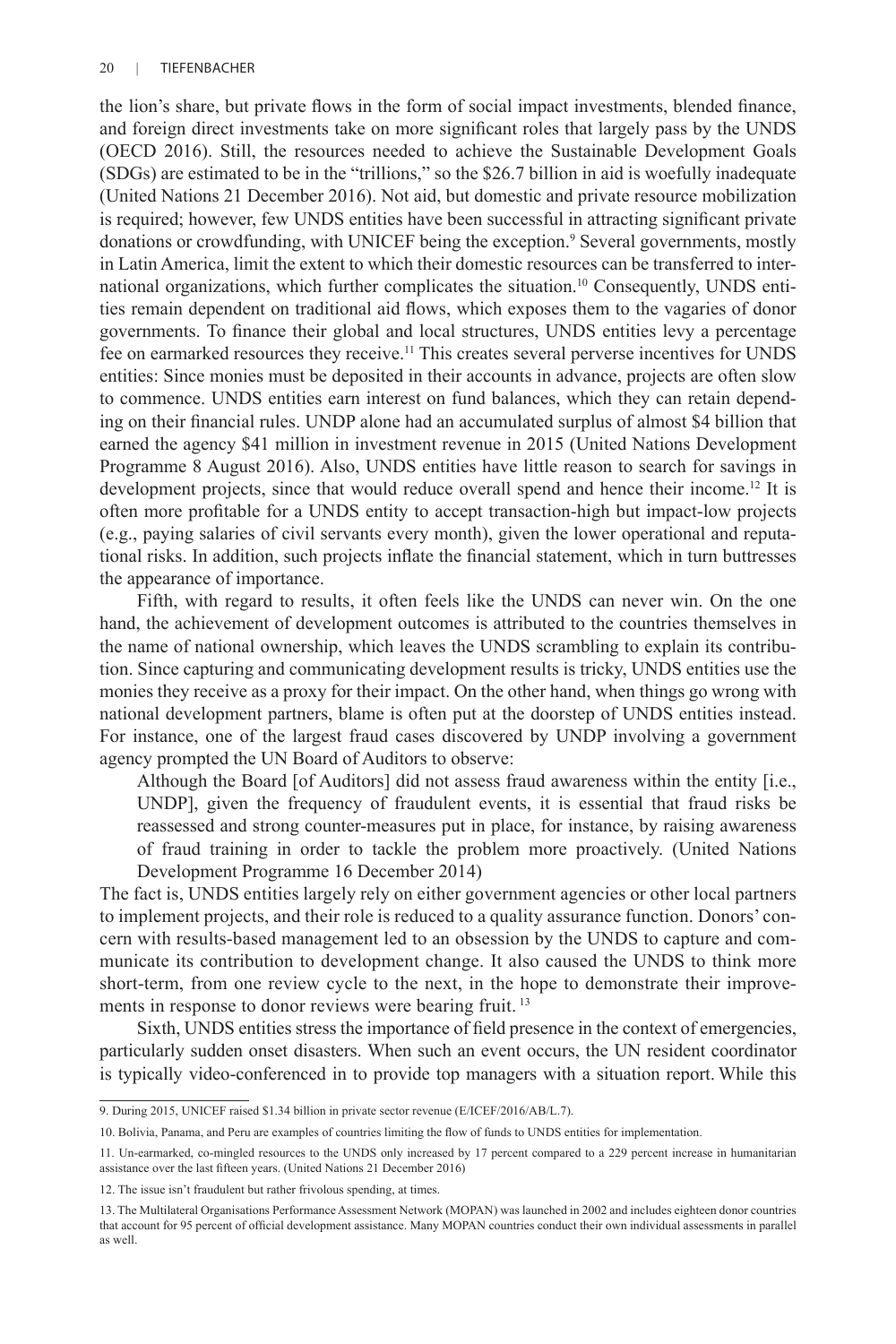the lion's share, but private flows in the form of social impact investments, blended finance, and foreign direct investments take on more significant roles that largely pass by the UNDS (OECD 2016). Still, the resources needed to achieve the Sustainable Development Goals (SDGs) are estimated to be in the "trillions," so the $26.7 billion in aid is woefully inadequate (United Nations 21 December 2016). Not aid, but domestic and private resource mobilization is required; however, few UNDS entities have been successful in attracting significant private donations or crowdfunding, with UNICEF being the exception.[9] Several governments, mostly in Latin America, limit the extent to which their domestic resources can be transferred to international organizations, which further complicates the situation.[10] Consequently, UNDS entities remain dependent on traditional aid flows, which exposes them to the vagaries of donor governments. To finance their global and local structures, UNDS entities levy a percentage fee on earmarked resources they receive.[11] This creates several perverse incentives for UNDS entities: Since monies must be deposited in their accounts in advance, projects are often slow to commence. UNDS entities earn interest on fund balances, which they can retain depending on their financial rules. UNDP alone had an accumulated surplus of almost $4 billion that earned the agency $41 million in investment revenue in 2015 (United Nations Development Programme 8 August 2016). Also, UNDS entities have little reason to search for savings in development projects, since that would reduce overall spend and hence their income.[12] It is often more profitable for a UNDS entity to accept transaction-high but impact-low projects (e.g., paying salaries of civil servants every month), given the lower operational and reputational risks. In addition, such projects inflate the financial statement, which in turn buttresses the appearance of importance.

Fifth, with regard to results, it often feels like the UNDS can never win. On the one hand, the achievement of development outcomes is attributed to the countries themselves in the name of national ownership, which leaves the UNDS scrambling to explain its contribution. Since capturing and communicating development results is tricky, UNDS entities use the monies they receive as a proxy for their impact. On the other hand, when things go wrong with national development partners, blame is often put at the doorstep of UNDS entities instead. For instance, one of the largest fraud cases discovered by UNDP involving a government agency prompted the UN Board of Auditors to observe:

> Although the Board [of Auditors] did not assess fraud awareness within the entity [i.e., UNDP], given the frequency of fraudulent events, it is essential that fraud risks be reassessed and strong counter-measures put in place, for instance, by raising awareness of fraud training in order to tackle the problem more proactively. (United Nations Development Programme 16 December 2014)

The fact is, UNDS entities largely rely on either government agencies or other local partners to implement projects, and their role is reduced to a quality assurance function. Donors' concern with results-based management led to an obsession by the UNDS to capture and communicate its contribution to development change. It also caused the UNDS to think more short-term, from one review cycle to the next, in the hope to demonstrate their improvements in response to donor reviews were bearing fruit.[13]

Sixth, UNDS entities stress the importance of field presence in the context of emergencies, particularly sudden onset disasters. When such an event occurs, the UN resident coordinator is typically video-conferenced in to provide top managers with a situation report. While this

---

9. During 2015, UNICEF raised $1.34 billion in private sector revenue (E/ICEF/2016/AB/L.7).

10. Bolivia, Panama, and Peru are examples of countries limiting the flow of funds to UNDS entities for implementation.

11. Un-earmarked, co-mingled resources to the UNDS only increased by 17 percent compared to a 229 percent increase in humanitarian assistance over the last fifteen years. (United Nations 21 December 2016)

12. The issue isn't fraudulent but rather frivolous spending, at times.

13. The Multilateral Organisations Performance Assessment Network (MOPAN) was launched in 2002 and includes eighteen donor countries that account for 95 percent of official development assistance. Many MOPAN countries conduct their own individual assessments in parallel as well.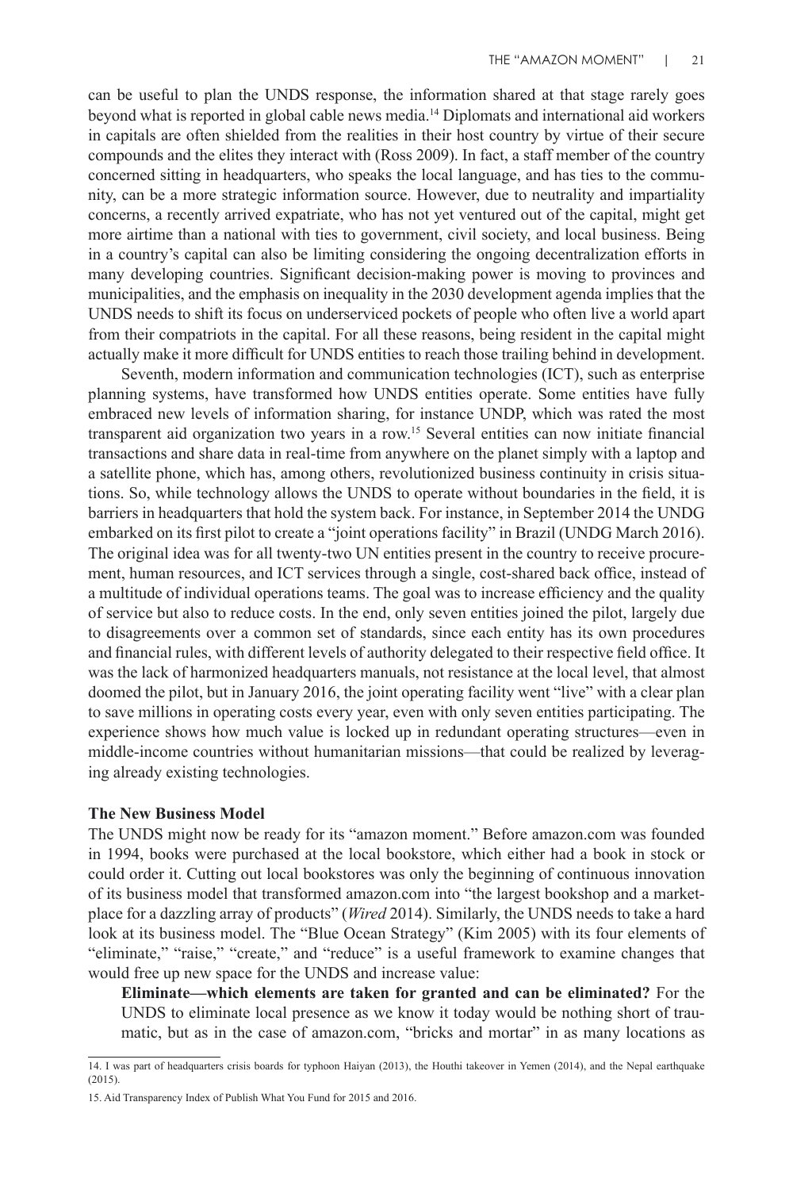can be useful to plan the UNDS response, the information shared at that stage rarely goes beyond what is reported in global cable news media.[14] Diplomats and international aid workers in capitals are often shielded from the realities in their host country by virtue of their secure compounds and the elites they interact with (Ross 2009). In fact, a staff member of the country concerned sitting in headquarters, who speaks the local language, and has ties to the community, can be a more strategic information source. However, due to neutrality and impartiality concerns, a recently arrived expatriate, who has not yet ventured out of the capital, might get more airtime than a national with ties to government, civil society, and local business. Being in a country's capital can also be limiting considering the ongoing decentralization efforts in many developing countries. Significant decision-making power is moving to provinces and municipalities, and the emphasis on inequality in the 2030 development agenda implies that the UNDS needs to shift its focus on underserviced pockets of people who often live a world apart from their compatriots in the capital. For all these reasons, being resident in the capital might actually make it more difficult for UNDS entities to reach those trailing behind in development.

Seventh, modern information and communication technologies (ICT), such as enterprise planning systems, have transformed how UNDS entities operate. Some entities have fully embraced new levels of information sharing, for instance UNDP, which was rated the most transparent aid organization two years in a row.[15] Several entities can now initiate financial transactions and share data in real-time from anywhere on the planet simply with a laptop and a satellite phone, which has, among others, revolutionized business continuity in crisis situations. So, while technology allows the UNDS to operate without boundaries in the field, it is barriers in headquarters that hold the system back. For instance, in September 2014 the UNDG embarked on its first pilot to create a "joint operations facility" in Brazil (UNDG March 2016). The original idea was for all twenty-two UN entities present in the country to receive procurement, human resources, and ICT services through a single, cost-shared back office, instead of a multitude of individual operations teams. The goal was to increase efficiency and the quality of service but also to reduce costs. In the end, only seven entities joined the pilot, largely due to disagreements over a common set of standards, since each entity has its own procedures and financial rules, with different levels of authority delegated to their respective field office. It was the lack of harmonized headquarters manuals, not resistance at the local level, that almost doomed the pilot, but in January 2016, the joint operating facility went "live" with a clear plan to save millions in operating costs every year, even with only seven entities participating. The experience shows how much value is locked up in redundant operating structures—even in middle-income countries without humanitarian missions—that could be realized by leveraging already existing technologies.

### The New Business Model

The UNDS might now be ready for its "amazon moment." Before amazon.com was founded in 1994, books were purchased at the local bookstore, which either had a book in stock or could order it. Cutting out local bookstores was only the beginning of continuous innovation of its business model that transformed amazon.com into "the largest bookshop and a marketplace for a dazzling array of products" (*Wired* 2014). Similarly, the UNDS needs to take a hard look at its business model. The "Blue Ocean Strategy" (Kim 2005) with its four elements of "eliminate," "raise," "create," and "reduce" is a useful framework to examine changes that would free up new space for the UNDS and increase value:

**Eliminate—which elements are taken for granted and can be eliminated?** For the UNDS to eliminate local presence as we know it today would be nothing short of traumatic, but as in the case of amazon.com, "bricks and mortar" in as many locations as

---

14. I was part of headquarters crisis boards for typhoon Haiyan (2013), the Houthi takeover in Yemen (2014), and the Nepal earthquake (2015).

15. Aid Transparency Index of Publish What You Fund for 2015 and 2016.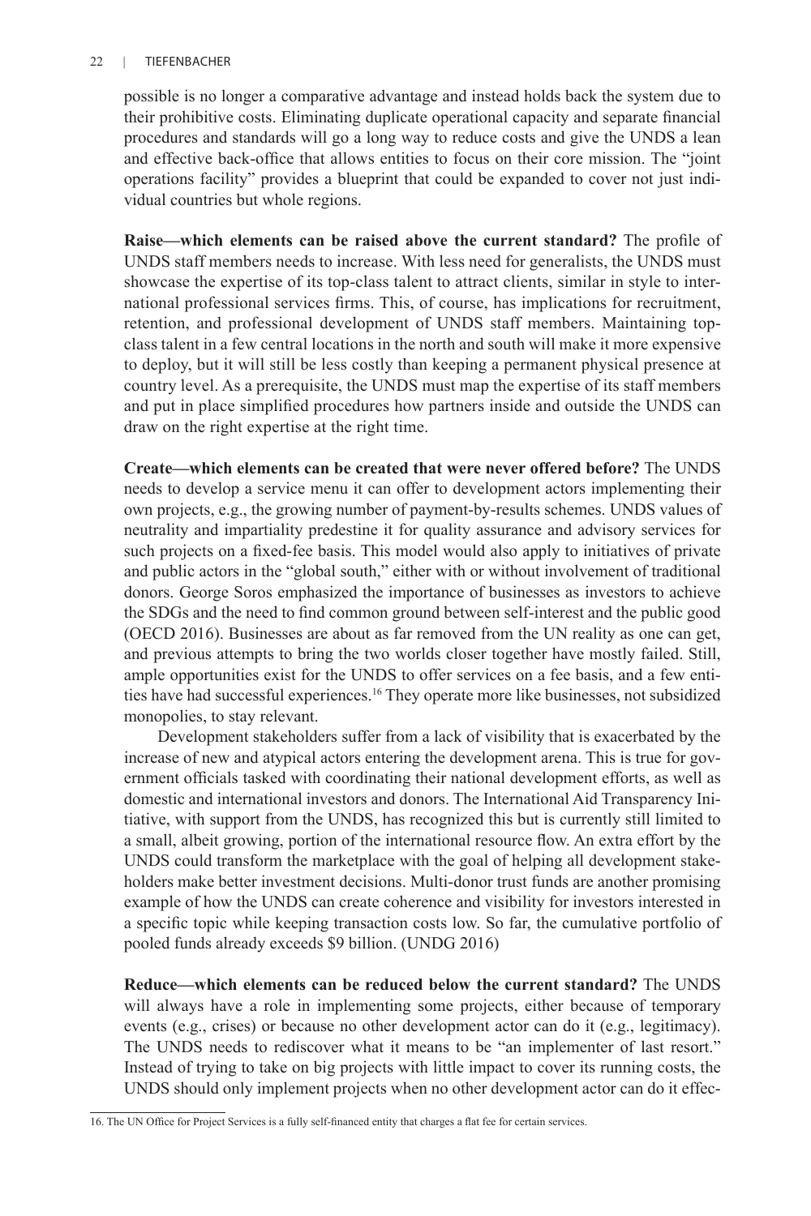possible is no longer a comparative advantage and instead holds back the system due to their prohibitive costs. Eliminating duplicate operational capacity and separate financial procedures and standards will go a long way to reduce costs and give the UNDS a lean and effective back-office that allows entities to focus on their core mission. The "joint operations facility" provides a blueprint that could be expanded to cover not just individual countries but whole regions.

**Raise—which elements can be raised above the current standard?** The profile of UNDS staff members needs to increase. With less need for generalists, the UNDS must showcase the expertise of its top-class talent to attract clients, similar in style to international professional services firms. This, of course, has implications for recruitment, retention, and professional development of UNDS staff members. Maintaining top-class talent in a few central locations in the north and south will make it more expensive to deploy, but it will still be less costly than keeping a permanent physical presence at country level. As a prerequisite, the UNDS must map the expertise of its staff members and put in place simplified procedures how partners inside and outside the UNDS can draw on the right expertise at the right time.

**Create—which elements can be created that were never offered before?** The UNDS needs to develop a service menu it can offer to development actors implementing their own projects, e.g., the growing number of payment-by-results schemes. UNDS values of neutrality and impartiality predestine it for quality assurance and advisory services for such projects on a fixed-fee basis. This model would also apply to initiatives of private and public actors in the "global south," either with or without involvement of traditional donors. George Soros emphasized the importance of businesses as investors to achieve the SDGs and the need to find common ground between self-interest and the public good (OECD 2016). Businesses are about as far removed from the UN reality as one can get, and previous attempts to bring the two worlds closer together have mostly failed. Still, ample opportunities exist for the UNDS to offer services on a fee basis, and a few entities have had successful experiences.[16] They operate more like businesses, not subsidized monopolies, to stay relevant.

Development stakeholders suffer from a lack of visibility that is exacerbated by the increase of new and atypical actors entering the development arena. This is true for government officials tasked with coordinating their national development efforts, as well as domestic and international investors and donors. The International Aid Transparency Initiative, with support from the UNDS, has recognized this but is currently still limited to a small, albeit growing, portion of the international resource flow. An extra effort by the UNDS could transform the marketplace with the goal of helping all development stakeholders make better investment decisions. Multi-donor trust funds are another promising example of how the UNDS can create coherence and visibility for investors interested in a specific topic while keeping transaction costs low. So far, the cumulative portfolio of pooled funds already exceeds \$9 billion. (UNDG 2016)

**Reduce—which elements can be reduced below the current standard?** The UNDS will always have a role in implementing some projects, either because of temporary events (e.g., crises) or because no other development actor can do it (e.g., legitimacy). The UNDS needs to rediscover what it means to be "an implementer of last resort." Instead of trying to take on big projects with little impact to cover its running costs, the UNDS should only implement projects when no other development actor can do it effec-

16. The UN Office for Project Services is a fully self-financed entity that charges a flat fee for certain services.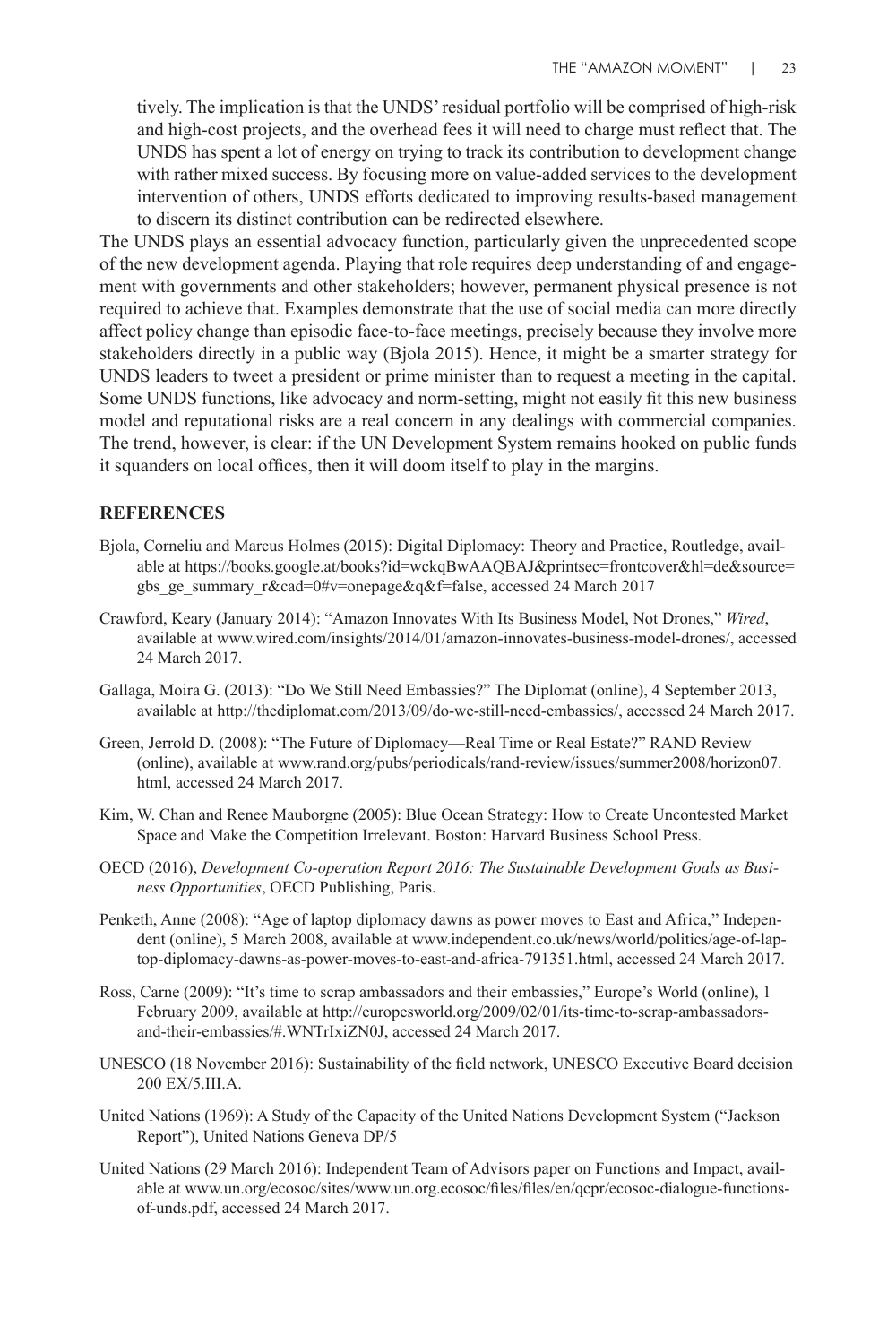tively. The implication is that the UNDS' residual portfolio will be comprised of high-risk and high-cost projects, and the overhead fees it will need to charge must reflect that. The UNDS has spent a lot of energy on trying to track its contribution to development change with rather mixed success. By focusing more on value-added services to the development intervention of others, UNDS efforts dedicated to improving results-based management to discern its distinct contribution can be redirected elsewhere.

The UNDS plays an essential advocacy function, particularly given the unprecedented scope of the new development agenda. Playing that role requires deep understanding of and engagement with governments and other stakeholders; however, permanent physical presence is not required to achieve that. Examples demonstrate that the use of social media can more directly affect policy change than episodic face-to-face meetings, precisely because they involve more stakeholders directly in a public way (Bjola 2015). Hence, it might be a smarter strategy for UNDS leaders to tweet a president or prime minister than to request a meeting in the capital. Some UNDS functions, like advocacy and norm-setting, might not easily fit this new business model and reputational risks are a real concern in any dealings with commercial companies. The trend, however, is clear: if the UN Development System remains hooked on public funds it squanders on local offices, then it will doom itself to play in the margins.

## REFERENCES

Bjola, Corneliu and Marcus Holmes (2015): Digital Diplomacy: Theory and Practice, Routledge, available at https://books.google.at/books?id=wckqBwAAQBAJ&printsec=frontcover&hl=de&source=gbs_ge_summary_r&cad=0#v=onepage&q&f=false, accessed 24 March 2017

Crawford, Keary (January 2014): "Amazon Innovates With Its Business Model, Not Drones," *Wired*, available at www.wired.com/insights/2014/01/amazon-innovates-business-model-drones/, accessed 24 March 2017.

Gallaga, Moira G. (2013): "Do We Still Need Embassies?" The Diplomat (online), 4 September 2013, available at http://thediplomat.com/2013/09/do-we-still-need-embassies/, accessed 24 March 2017.

Green, Jerrold D. (2008): "The Future of Diplomacy—Real Time or Real Estate?" RAND Review (online), available at www.rand.org/pubs/periodicals/rand-review/issues/summer2008/horizon07.html, accessed 24 March 2017.

Kim, W. Chan and Renee Mauborgne (2005): Blue Ocean Strategy: How to Create Uncontested Market Space and Make the Competition Irrelevant. Boston: Harvard Business School Press.

OECD (2016), *Development Co-operation Report 2016: The Sustainable Development Goals as Business Opportunities*, OECD Publishing, Paris.

Penketh, Anne (2008): "Age of laptop diplomacy dawns as power moves to East and Africa," Independent (online), 5 March 2008, available at www.independent.co.uk/news/world/politics/age-of-laptop-diplomacy-dawns-as-power-moves-to-east-and-africa-791351.html, accessed 24 March 2017.

Ross, Carne (2009): "It's time to scrap ambassadors and their embassies," Europe's World (online), 1 February 2009, available at http://europesworld.org/2009/02/01/its-time-to-scrap-ambassadors-and-their-embassies/#.WNTrIxiZN0J, accessed 24 March 2017.

UNESCO (18 November 2016): Sustainability of the field network, UNESCO Executive Board decision 200 EX/5.III.A.

United Nations (1969): A Study of the Capacity of the United Nations Development System ("Jackson Report"), United Nations Geneva DP/5

United Nations (29 March 2016): Independent Team of Advisors paper on Functions and Impact, available at www.un.org/ecosoc/sites/www.un.org.ecosoc/files/files/en/qcpr/ecosoc-dialogue-functions-of-unds.pdf, accessed 24 March 2017.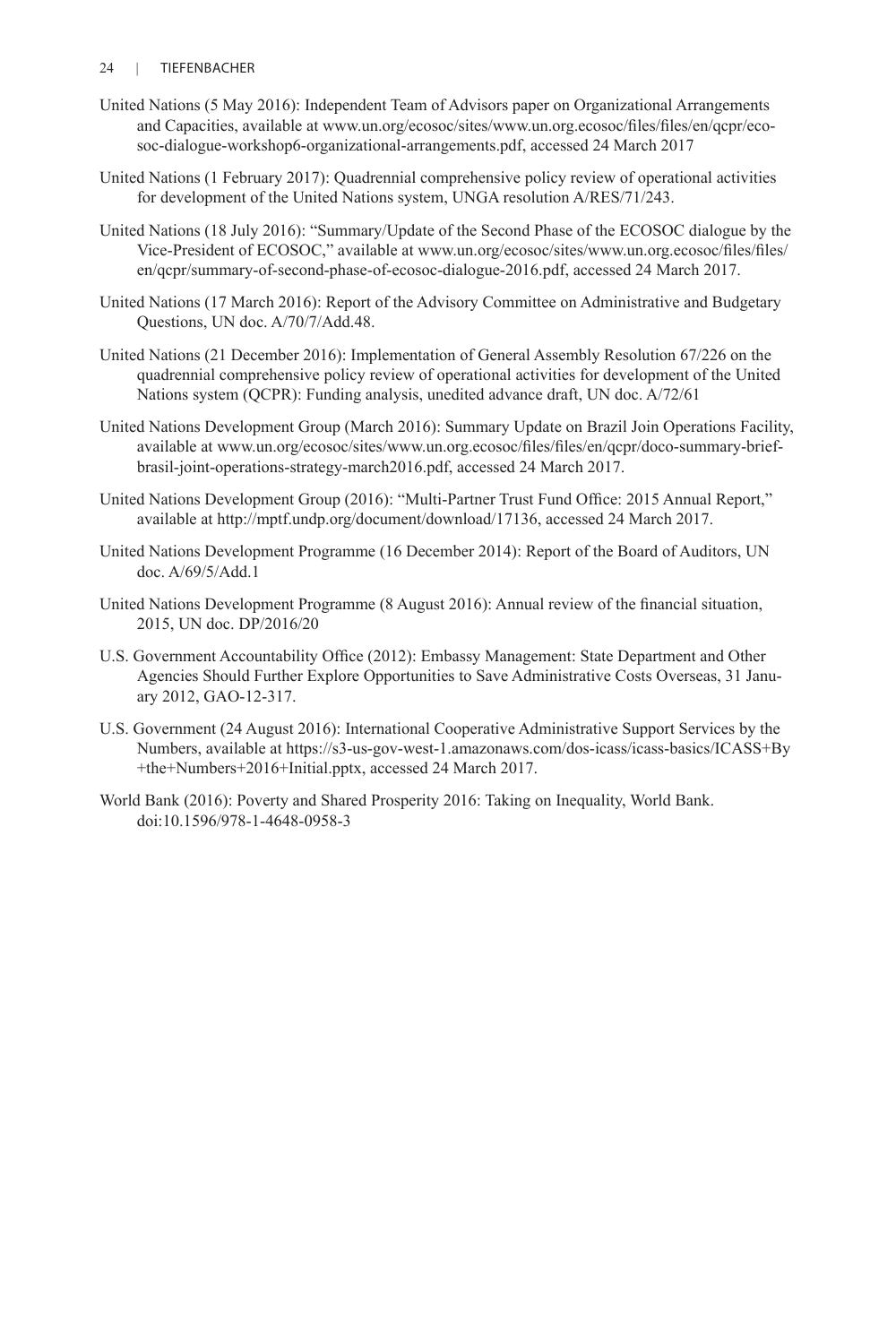United Nations (5 May 2016): Independent Team of Advisors paper on Organizational Arrangements and Capacities, available at www.un.org/ecosoc/sites/www.un.org.ecosoc/files/files/en/qcpr/ecosoc-dialogue-workshop6-organizational-arrangements.pdf, accessed 24 March 2017

United Nations (1 February 2017): Quadrennial comprehensive policy review of operational activities for development of the United Nations system, UNGA resolution A/RES/71/243.

United Nations (18 July 2016): "Summary/Update of the Second Phase of the ECOSOC dialogue by the Vice-President of ECOSOC," available at www.un.org/ecosoc/sites/www.un.org.ecosoc/files/files/en/qcpr/summary-of-second-phase-of-ecosoc-dialogue-2016.pdf, accessed 24 March 2017.

United Nations (17 March 2016): Report of the Advisory Committee on Administrative and Budgetary Questions, UN doc. A/70/7/Add.48.

United Nations (21 December 2016): Implementation of General Assembly Resolution 67/226 on the quadrennial comprehensive policy review of operational activities for development of the United Nations system (QCPR): Funding analysis, unedited advance draft, UN doc. A/72/61

United Nations Development Group (March 2016): Summary Update on Brazil Join Operations Facility, available at www.un.org/ecosoc/sites/www.un.org.ecosoc/files/files/en/qcpr/doco-summary-brief-brasil-joint-operations-strategy-march2016.pdf, accessed 24 March 2017.

United Nations Development Group (2016): "Multi-Partner Trust Fund Office: 2015 Annual Report," available at http://mptf.undp.org/document/download/17136, accessed 24 March 2017.

United Nations Development Programme (16 December 2014): Report of the Board of Auditors, UN doc. A/69/5/Add.1

United Nations Development Programme (8 August 2016): Annual review of the financial situation, 2015, UN doc. DP/2016/20

U.S. Government Accountability Office (2012): Embassy Management: State Department and Other Agencies Should Further Explore Opportunities to Save Administrative Costs Overseas, 31 January 2012, GAO-12-317.

U.S. Government (24 August 2016): International Cooperative Administrative Support Services by the Numbers, available at https://s3-us-gov-west-1.amazonaws.com/dos-icass/icass-basics/ICASS+By+the+Numbers+2016+Initial.pptx, accessed 24 March 2017.

World Bank (2016): Poverty and Shared Prosperity 2016: Taking on Inequality, World Bank. doi:10.1596/978-1-4648-0958-3